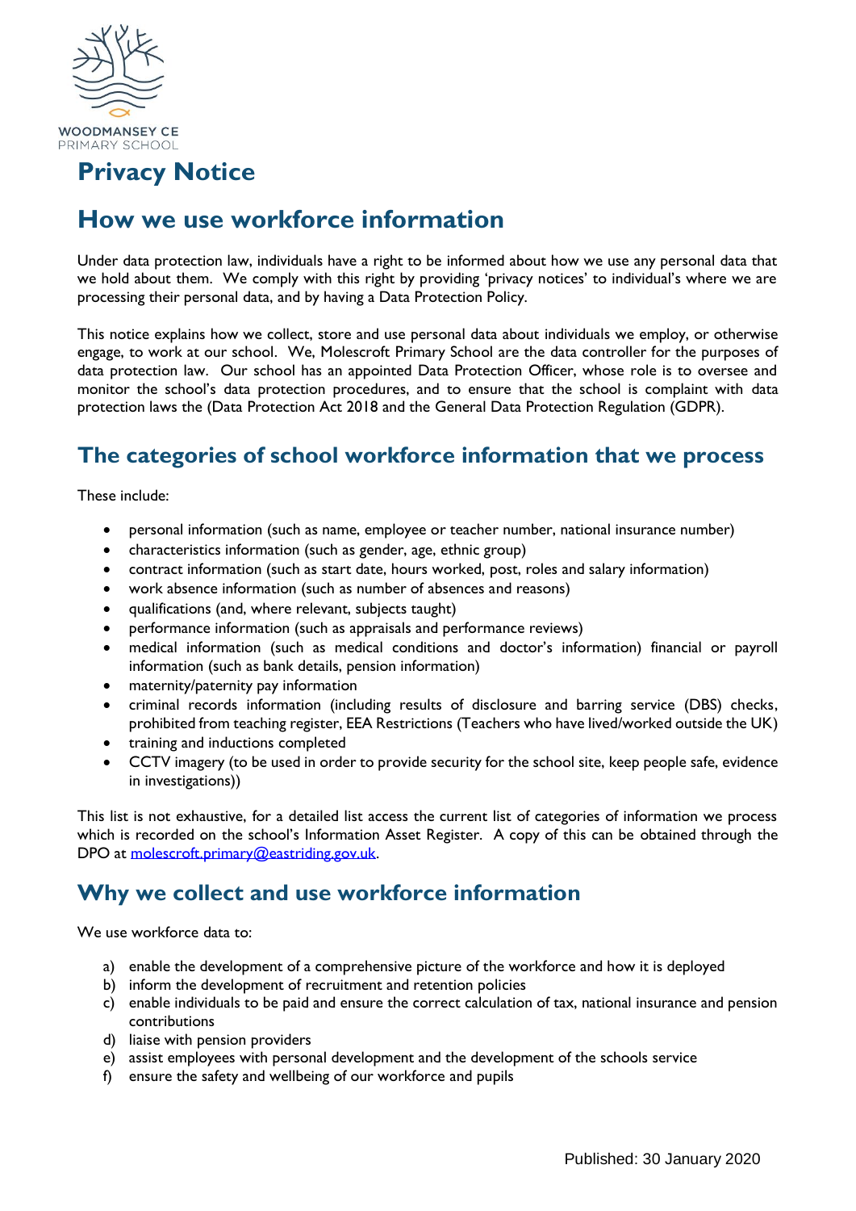WOODMANSEY CE
PRIMARY SCHOOL

# Privacy Notice

## How we use workforce information

Under data protection law, individuals have a right to be informed about how we use any personal data that we hold about them. We comply with this right by providing 'privacy notices' to individual's where we are processing their personal data, and by having a Data Protection Policy.

This notice explains how we collect, store and use personal data about individuals we employ, or otherwise engage, to work at our school. We, Molescroft Primary School are the data controller for the purposes of data protection law. Our school has an appointed Data Protection Officer, whose role is to oversee and monitor the school's data protection procedures, and to ensure that the school is complaint with data protection laws the (Data Protection Act 2018 and the General Data Protection Regulation (GDPR).

## The categories of school workforce information that we process

These include:

- personal information (such as name, employee or teacher number, national insurance number)
- characteristics information (such as gender, age, ethnic group)
- contract information (such as start date, hours worked, post, roles and salary information)
- work absence information (such as number of absences and reasons)
- qualifications (and, where relevant, subjects taught)
- performance information (such as appraisals and performance reviews)
- medical information (such as medical conditions and doctor's information) financial or payroll information (such as bank details, pension information)
- maternity/paternity pay information
- criminal records information (including results of disclosure and barring service (DBS) checks, prohibited from teaching register, EEA Restrictions (Teachers who have lived/worked outside the UK)
- training and inductions completed
- CCTV imagery (to be used in order to provide security for the school site, keep people safe, evidence in investigations))

This list is not exhaustive, for a detailed list access the current list of categories of information we process which is recorded on the school's Information Asset Register. A copy of this can be obtained through the DPO at molescroft.primary@eastriding.gov.uk.

## Why we collect and use workforce information

We use workforce data to:

a) enable the development of a comprehensive picture of the workforce and how it is deployed
b) inform the development of recruitment and retention policies
c) enable individuals to be paid and ensure the correct calculation of tax, national insurance and pension contributions
d) liaise with pension providers
e) assist employees with personal development and the development of the schools service
f) ensure the safety and wellbeing of our workforce and pupils

Published: 30 January 2020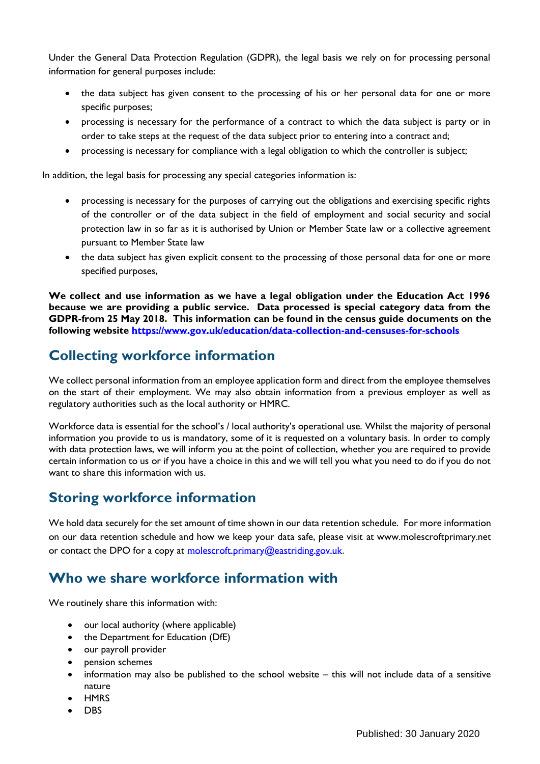Under the General Data Protection Regulation (GDPR), the legal basis we rely on for processing personal information for general purposes include:

- the data subject has given consent to the processing of his or her personal data for one or more specific purposes;
- processing is necessary for the performance of a contract to which the data subject is party or in order to take steps at the request of the data subject prior to entering into a contract and;
- processing is necessary for compliance with a legal obligation to which the controller is subject;

In addition, the legal basis for processing any special categories information is:

- processing is necessary for the purposes of carrying out the obligations and exercising specific rights of the controller or of the data subject in the field of employment and social security and social protection law in so far as it is authorised by Union or Member State law or a collective agreement pursuant to Member State law
- the data subject has given explicit consent to the processing of those personal data for one or more specified purposes,

**We collect and use information as we have a legal obligation under the Education Act 1996 because we are providing a public service. Data processed is special category data from the GDPR-from 25 May 2018. This information can be found in the census guide documents on the following website [https://www.gov.uk/education/data-collection-and-censuses-for-schools](https://www.gov.uk/education/data-collection-and-censuses-for-schools)**

## Collecting workforce information

We collect personal information from an employee application form and direct from the employee themselves on the start of their employment. We may also obtain information from a previous employer as well as regulatory authorities such as the local authority or HMRC.

Workforce data is essential for the school's / local authority's operational use. Whilst the majority of personal information you provide to us is mandatory, some of it is requested on a voluntary basis. In order to comply with data protection laws, we will inform you at the point of collection, whether you are required to provide certain information to us or if you have a choice in this and we will tell you what you need to do if you do not want to share this information with us.

## Storing workforce information

We hold data securely for the set amount of time shown in our data retention schedule. For more information on our data retention schedule and how we keep your data safe, please visit at www.molescroftprimary.net or contact the DPO for a copy at [molescroft.primary@eastriding.gov.uk](mailto:molescroft.primary@eastriding.gov.uk).

## Who we share workforce information with

We routinely share this information with:

- our local authority (where applicable)
- the Department for Education (DfE)
- our payroll provider
- pension schemes
- information may also be published to the school website – this will not include data of a sensitive nature
- HMRS
- DBS

Published: 30 January 2020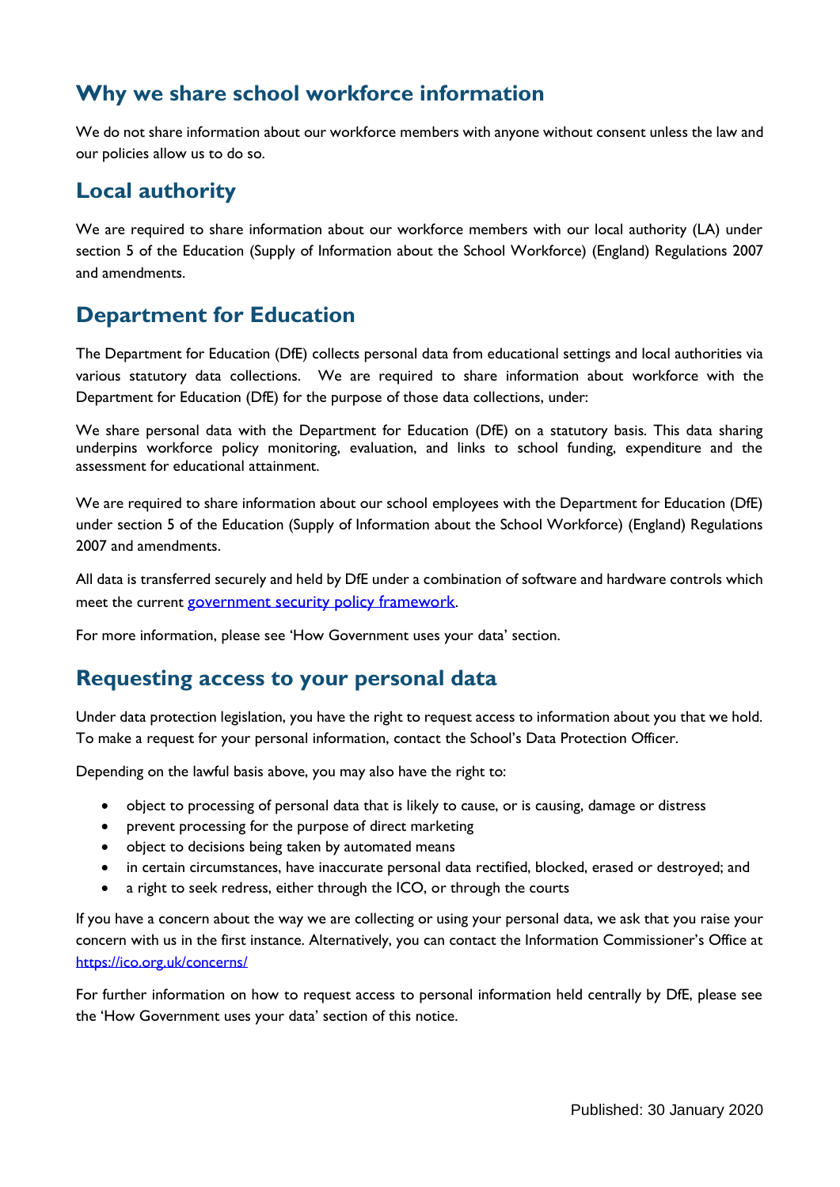## Why we share school workforce information

We do not share information about our workforce members with anyone without consent unless the law and our policies allow us to do so.

## Local authority

We are required to share information about our workforce members with our local authority (LA) under section 5 of the Education (Supply of Information about the School Workforce) (England) Regulations 2007 and amendments.

## Department for Education

The Department for Education (DfE) collects personal data from educational settings and local authorities via various statutory data collections. We are required to share information about workforce with the Department for Education (DfE) for the purpose of those data collections, under:

We share personal data with the Department for Education (DfE) on a statutory basis. This data sharing underpins workforce policy monitoring, evaluation, and links to school funding, expenditure and the assessment for educational attainment.

We are required to share information about our school employees with the Department for Education (DfE) under section 5 of the Education (Supply of Information about the School Workforce) (England) Regulations 2007 and amendments.

All data is transferred securely and held by DfE under a combination of software and hardware controls which meet the current [government security policy framework](government security policy framework).

For more information, please see 'How Government uses your data' section.

## Requesting access to your personal data

Under data protection legislation, you have the right to request access to information about you that we hold. To make a request for your personal information, contact the School's Data Protection Officer.

Depending on the lawful basis above, you may also have the right to:

- object to processing of personal data that is likely to cause, or is causing, damage or distress
- prevent processing for the purpose of direct marketing
- object to decisions being taken by automated means
- in certain circumstances, have inaccurate personal data rectified, blocked, erased or destroyed; and
- a right to seek redress, either through the ICO, or through the courts

If you have a concern about the way we are collecting or using your personal data, we ask that you raise your concern with us in the first instance. Alternatively, you can contact the Information Commissioner's Office at https://ico.org.uk/concerns/

For further information on how to request access to personal information held centrally by DfE, please see the 'How Government uses your data' section of this notice.

Published: 30 January 2020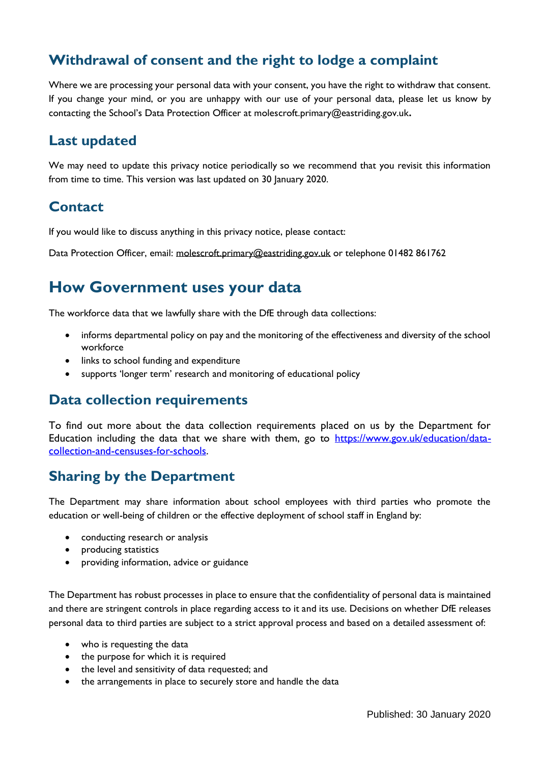## Withdrawal of consent and the right to lodge a complaint

Where we are processing your personal data with your consent, you have the right to withdraw that consent. If you change your mind, or you are unhappy with our use of your personal data, please let us know by contacting the School's Data Protection Officer at molescroft.primary@eastriding.gov.uk**.**

## Last updated

We may need to update this privacy notice periodically so we recommend that you revisit this information from time to time. This version was last updated on 30 January 2020.

## Contact

If you would like to discuss anything in this privacy notice, please contact:

Data Protection Officer, email: molescroft.primary@eastriding.gov.uk or telephone 01482 861762

# How Government uses your data

The workforce data that we lawfully share with the DfE through data collections:

- informs departmental policy on pay and the monitoring of the effectiveness and diversity of the school workforce
- links to school funding and expenditure
- supports 'longer term' research and monitoring of educational policy

## Data collection requirements

To find out more about the data collection requirements placed on us by the Department for Education including the data that we share with them, go to https://www.gov.uk/education/data-collection-and-censuses-for-schools.

## Sharing by the Department

The Department may share information about school employees with third parties who promote the education or well-being of children or the effective deployment of school staff in England by:

- conducting research or analysis
- producing statistics
- providing information, advice or guidance

The Department has robust processes in place to ensure that the confidentiality of personal data is maintained and there are stringent controls in place regarding access to it and its use. Decisions on whether DfE releases personal data to third parties are subject to a strict approval process and based on a detailed assessment of:

- who is requesting the data
- the purpose for which it is required
- the level and sensitivity of data requested; and
- the arrangements in place to securely store and handle the data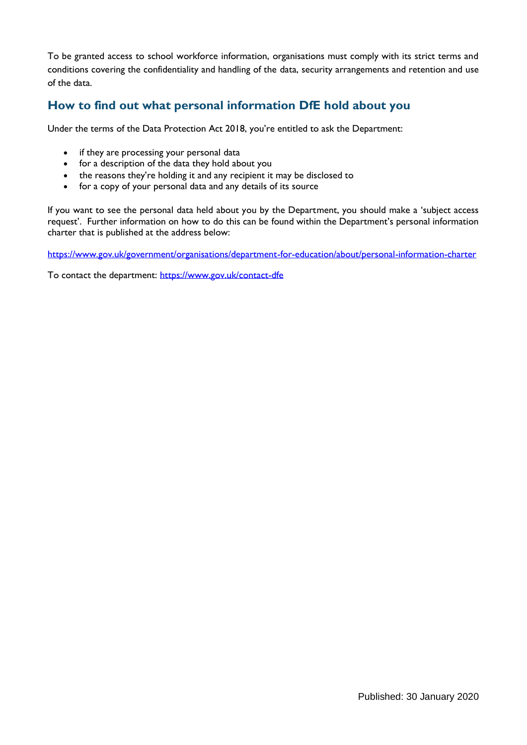To be granted access to school workforce information, organisations must comply with its strict terms and conditions covering the confidentiality and handling of the data, security arrangements and retention and use of the data.

## How to find out what personal information DfE hold about you

Under the terms of the Data Protection Act 2018, you're entitled to ask the Department:

- if they are processing your personal data
- for a description of the data they hold about you
- the reasons they're holding it and any recipient it may be disclosed to
- for a copy of your personal data and any details of its source

If you want to see the personal data held about you by the Department, you should make a 'subject access request'. Further information on how to do this can be found within the Department's personal information charter that is published at the address below:

https://www.gov.uk/government/organisations/department-for-education/about/personal-information-charter

To contact the department: https://www.gov.uk/contact-dfe

Published: 30 January 2020